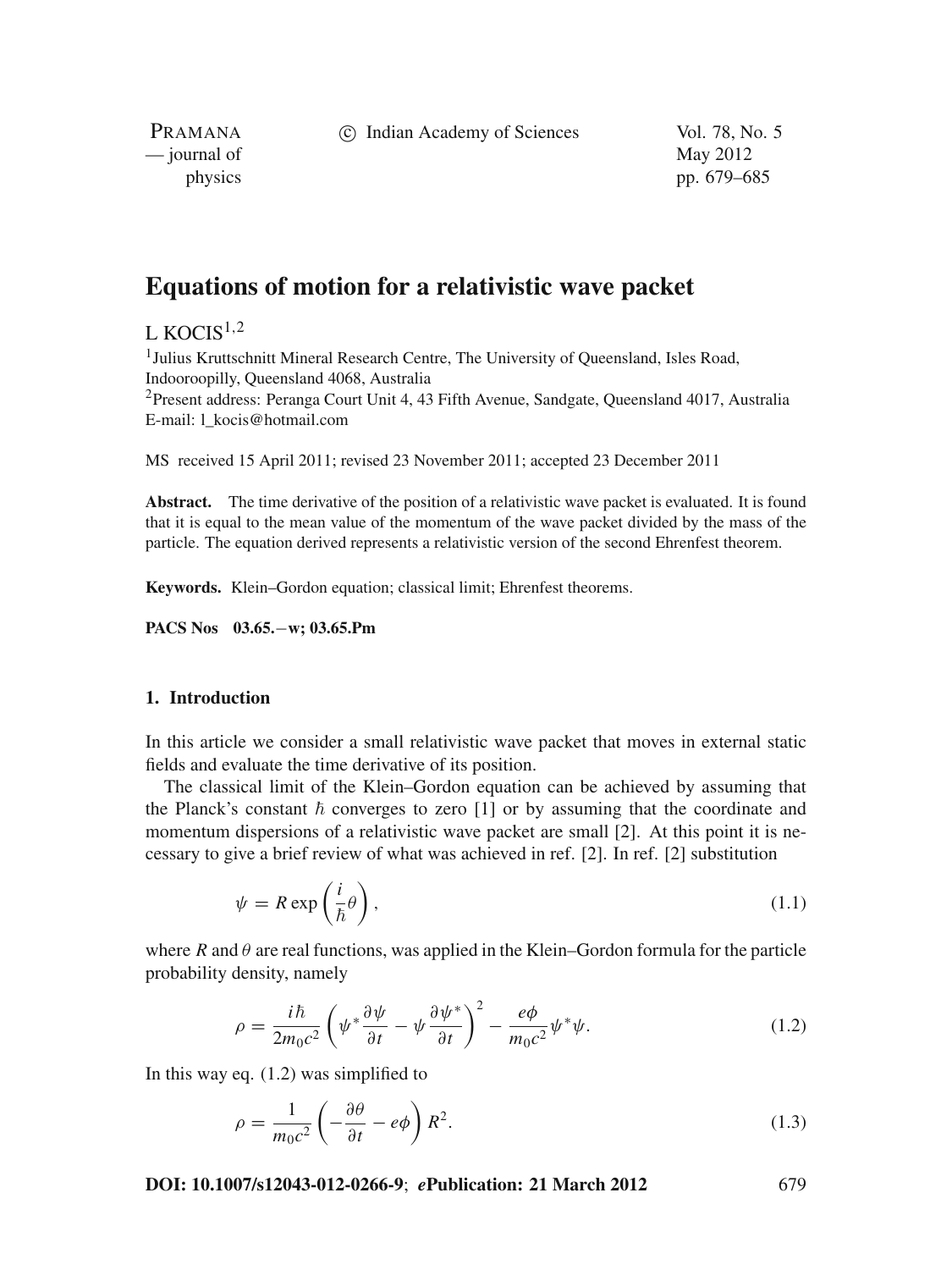# Equations of motion for a relativistic wave packet

L KOCIS[1,2]

[1]Julius Kruttschnitt Mineral Research Centre, The University of Queensland, Isles Road, Indooroopilly, Queensland 4068, Australia

[2]Present address: Peranga Court Unit 4, 43 Fifth Avenue, Sandgate, Queensland 4017, Australia

E-mail: l_kocis@hotmail.com

MS received 15 April 2011; revised 23 November 2011; accepted 23 December 2011

**Abstract.** The time derivative of the position of a relativistic wave packet is evaluated. It is found that it is equal to the mean value of the momentum of the wave packet divided by the mass of the particle. The equation derived represents a relativistic version of the second Ehrenfest theorem.

**Keywords.** Klein–Gordon equation; classical limit; Ehrenfest theorems.

**PACS Nos** 03.65.−w; 03.65.Pm

## 1. Introduction

In this article we consider a small relativistic wave packet that moves in external static fields and evaluate the time derivative of its position.

The classical limit of the Klein–Gordon equation can be achieved by assuming that the Planck's constant $\hbar$ converges to zero [1] or by assuming that the coordinate and momentum dispersions of a relativistic wave packet are small [2]. At this point it is necessary to give a brief review of what was achieved in ref. [2]. In ref. [2] substitution

$$\psi = R \exp\left(\frac{i}{\hbar}\theta\right), \tag{1.1}$$

where $R$ and $\theta$ are real functions, was applied in the Klein–Gordon formula for the particle probability density, namely

$$\rho = \frac{i\hbar}{2m_0c^2}\left(\psi^*\frac{\partial\psi}{\partial t} - \psi\frac{\partial\psi^*}{\partial t}\right)^2 - \frac{e\phi}{m_0c^2}\psi^*\psi. \tag{1.2}$$

In this way eq. (1.2) was simplified to

$$\rho = \frac{1}{m_0c^2}\left(-\frac{\partial\theta}{\partial t} - e\phi\right)R^2. \tag{1.3}$$

**DOI: 10.1007/s12043-012-0266-9**; ***e*Publication: 21 March 2012**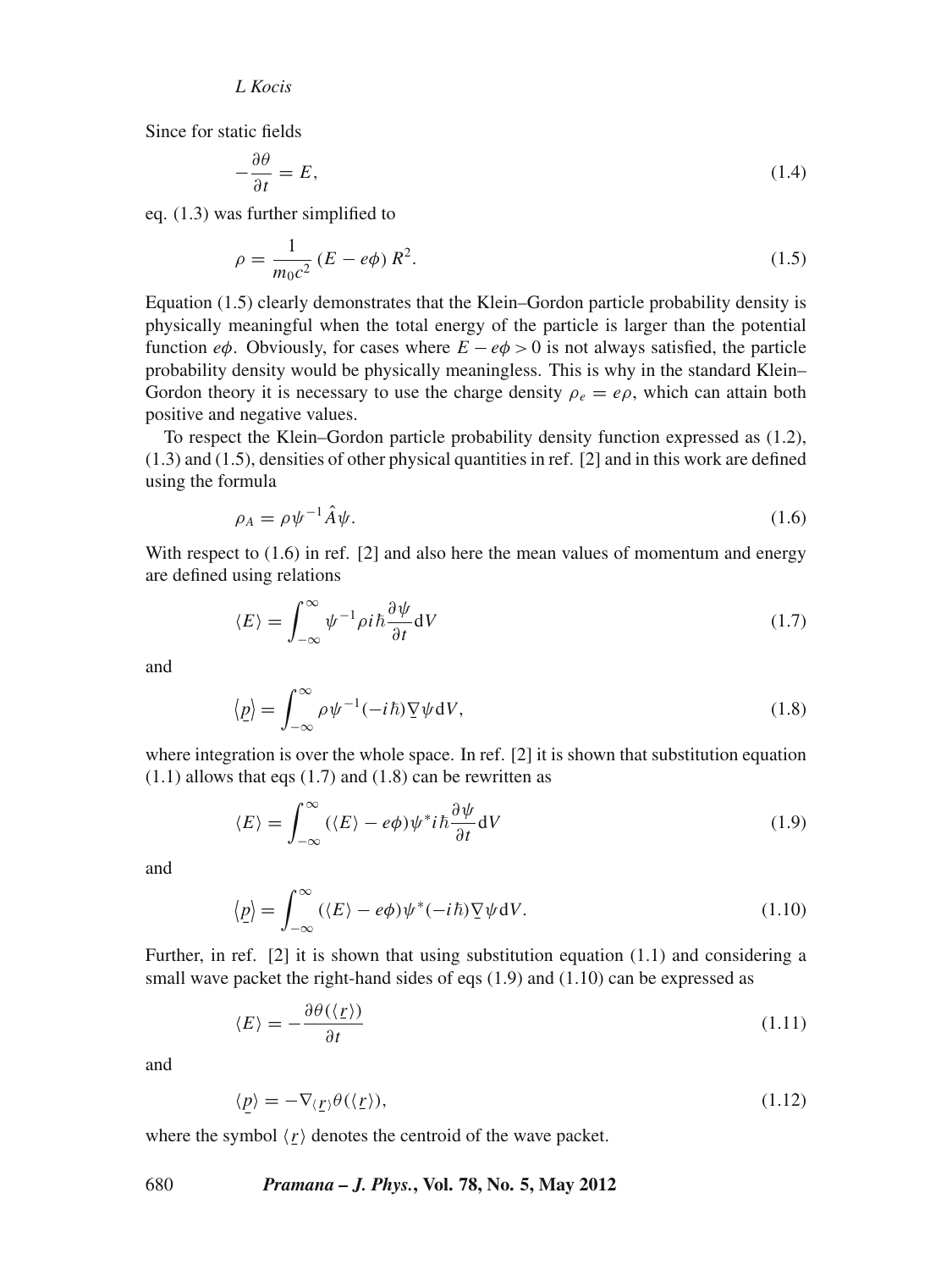Since for static fields

$$-\frac{\partial \theta}{\partial t} = E, \tag{1.4}$$

eq. (1.3) was further simplified to

$$\rho = \frac{1}{m_0 c^2} (E - e\phi) R^2. \tag{1.5}$$

Equation (1.5) clearly demonstrates that the Klein–Gordon particle probability density is physically meaningful when the total energy of the particle is larger than the potential function $e\phi$. Obviously, for cases where $E - e\phi > 0$ is not always satisfied, the particle probability density would be physically meaningless. This is why in the standard Klein–Gordon theory it is necessary to use the charge density $\rho_e = e\rho$, which can attain both positive and negative values.

To respect the Klein–Gordon particle probability density function expressed as (1.2), (1.3) and (1.5), densities of other physical quantities in ref. [2] and in this work are defined using the formula

$$\rho_A = \rho \psi^{-1} \hat{A} \psi. \tag{1.6}$$

With respect to (1.6) in ref. [2] and also here the mean values of momentum and energy are defined using relations

$$\langle E \rangle = \int_{-\infty}^{\infty} \psi^{-1} \rho i\hbar \frac{\partial \psi}{\partial t} \mathrm{d}V \tag{1.7}$$

and

$$\langle \underline{p} \rangle = \int_{-\infty}^{\infty} \rho \psi^{-1} (-i\hbar) \underline{\nabla} \psi \mathrm{d}V, \tag{1.8}$$

where integration is over the whole space. In ref. [2] it is shown that substitution equation (1.1) allows that eqs (1.7) and (1.8) can be rewritten as

$$\langle E \rangle = \int_{-\infty}^{\infty} (\langle E \rangle - e\phi) \psi^* i\hbar \frac{\partial \psi}{\partial t} \mathrm{d}V \tag{1.9}$$

and

$$\langle \underline{p} \rangle = \int_{-\infty}^{\infty} (\langle E \rangle - e\phi) \psi^* (-i\hbar) \underline{\nabla} \psi \mathrm{d}V. \tag{1.10}$$

Further, in ref. [2] it is shown that using substitution equation (1.1) and considering a small wave packet the right-hand sides of eqs (1.9) and (1.10) can be expressed as

$$\langle E \rangle = -\frac{\partial \theta(\langle \underline{r} \rangle)}{\partial t} \tag{1.11}$$

and

$$\langle \underline{p} \rangle = -\nabla_{\langle \underline{r} \rangle} \theta(\langle \underline{r} \rangle), \tag{1.12}$$

where the symbol $\langle \underline{r} \rangle$ denotes the centroid of the wave packet.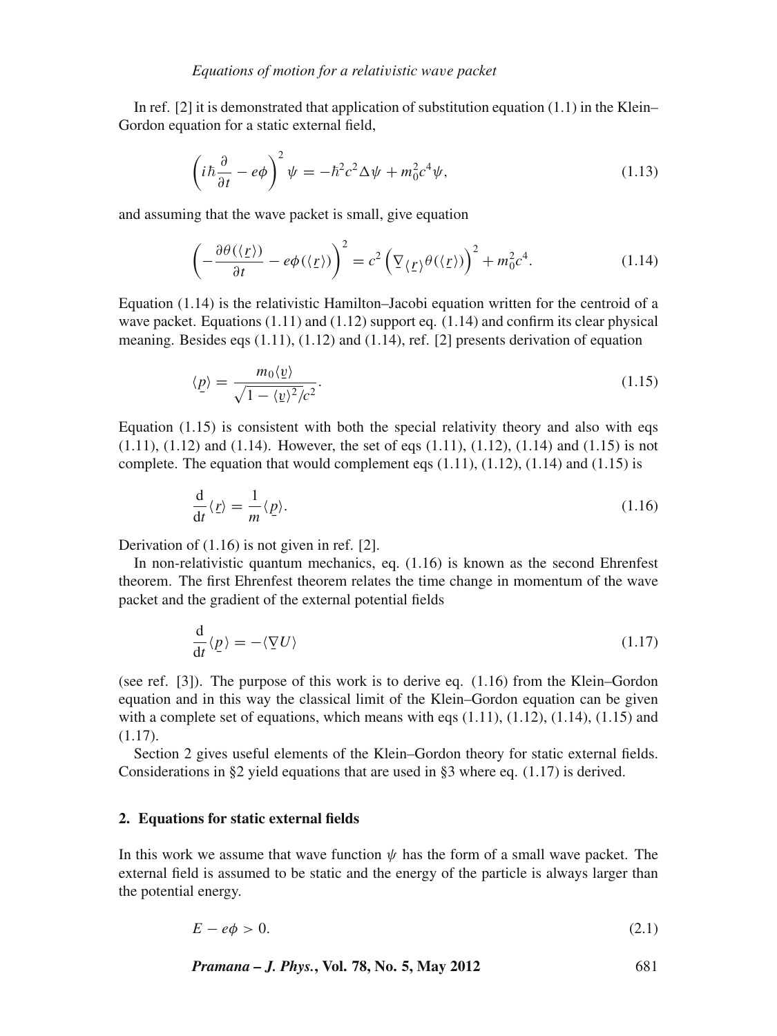In ref. [2] it is demonstrated that application of substitution equation (1.1) in the Klein–Gordon equation for a static external field,

$$\left(i\hbar\frac{\partial}{\partial t} - e\phi\right)^2 \psi = -\hbar^2 c^2 \Delta\psi + m_0^2 c^4 \psi, \tag{1.13}$$

and assuming that the wave packet is small, give equation

$$\left(-\frac{\partial\theta(\langle \underline{r}\rangle)}{\partial t} - e\phi(\langle \underline{r}\rangle)\right)^2 = c^2\left(\underline{\nabla}_{\langle \underline{r}\rangle}\theta(\langle \underline{r}\rangle)\right)^2 + m_0^2 c^4. \tag{1.14}$$

Equation (1.14) is the relativistic Hamilton–Jacobi equation written for the centroid of a wave packet. Equations (1.11) and (1.12) support eq. (1.14) and confirm its clear physical meaning. Besides eqs (1.11), (1.12) and (1.14), ref. [2] presents derivation of equation

$$\langle \underline{p}\rangle = \frac{m_0\langle \underline{v}\rangle}{\sqrt{1-\langle \underline{v}\rangle^2/c^2}}. \tag{1.15}$$

Equation (1.15) is consistent with both the special relativity theory and also with eqs (1.11), (1.12) and (1.14). However, the set of eqs (1.11), (1.12), (1.14) and (1.15) is not complete. The equation that would complement eqs (1.11), (1.12), (1.14) and (1.15) is

$$\frac{\mathrm{d}}{\mathrm{d}t}\langle \underline{r}\rangle = \frac{1}{m}\langle \underline{p}\rangle. \tag{1.16}$$

Derivation of (1.16) is not given in ref. [2].

In non-relativistic quantum mechanics, eq. (1.16) is known as the second Ehrenfest theorem. The first Ehrenfest theorem relates the time change in momentum of the wave packet and the gradient of the external potential fields

$$\frac{\mathrm{d}}{\mathrm{d}t}\langle \underline{p}\rangle = -\langle \underline{\nabla} U\rangle \tag{1.17}$$

(see ref. [3]). The purpose of this work is to derive eq. (1.16) from the Klein–Gordon equation and in this way the classical limit of the Klein–Gordon equation can be given with a complete set of equations, which means with eqs (1.11), (1.12), (1.14), (1.15) and (1.17).

Section 2 gives useful elements of the Klein–Gordon theory for static external fields. Considerations in §2 yield equations that are used in §3 where eq. (1.17) is derived.

## 2. Equations for static external fields

In this work we assume that wave function $\psi$ has the form of a small wave packet. The external field is assumed to be static and the energy of the particle is always larger than the potential energy.

$$E - e\phi > 0. \tag{2.1}$$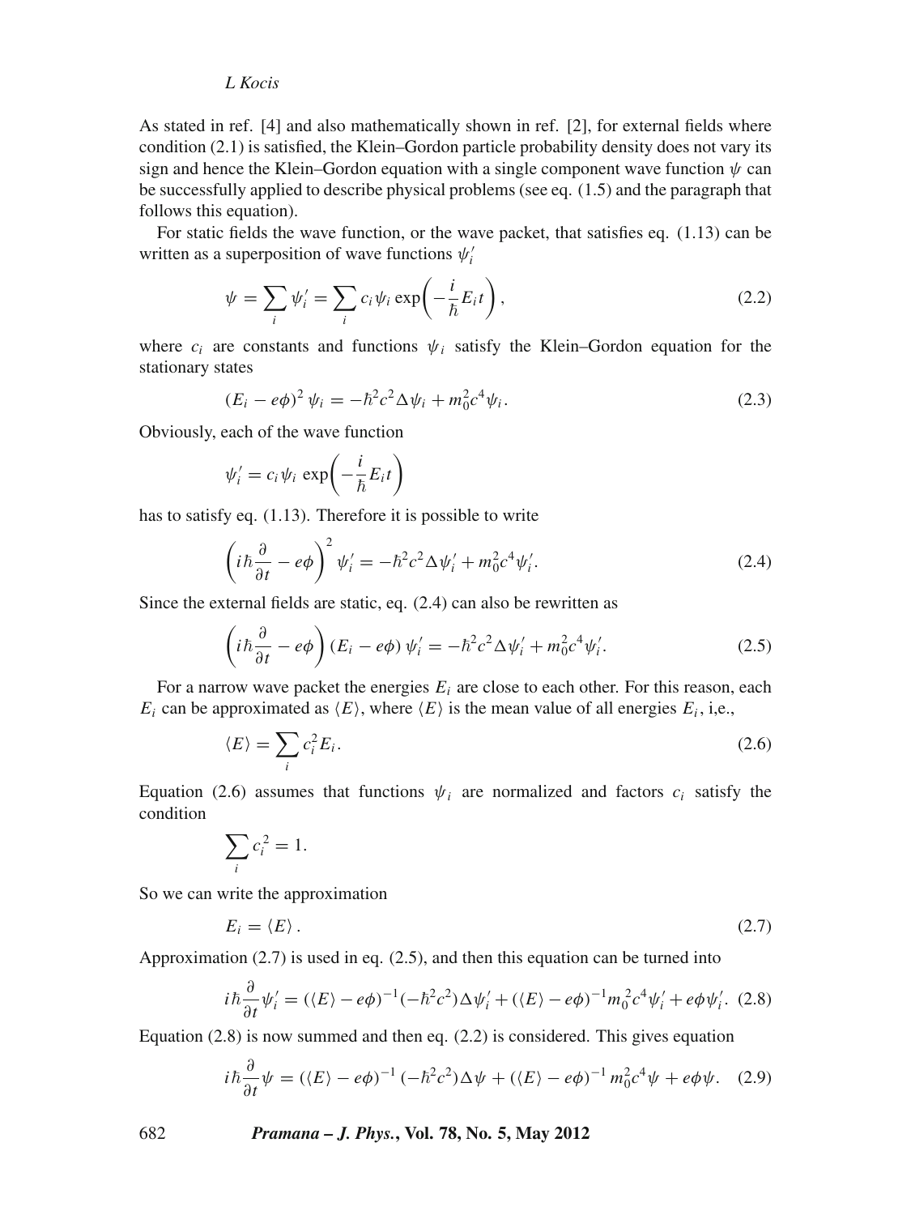As stated in ref. [4] and also mathematically shown in ref. [2], for external fields where condition (2.1) is satisfied, the Klein–Gordon particle probability density does not vary its sign and hence the Klein–Gordon equation with a single component wave function $\psi$ can be successfully applied to describe physical problems (see eq. (1.5) and the paragraph that follows this equation).

For static fields the wave function, or the wave packet, that satisfies eq. (1.13) can be written as a superposition of wave functions $\psi_i'$

$$\psi = \sum_i \psi_i' = \sum_i c_i \psi_i \exp\left(-\frac{i}{\hbar} E_i t\right), \tag{2.2}$$

where $c_i$ are constants and functions $\psi_i$ satisfy the Klein–Gordon equation for the stationary states

$$(E_i - e\phi)^2 \psi_i = -\hbar^2 c^2 \Delta \psi_i + m_0^2 c^4 \psi_i. \tag{2.3}$$

Obviously, each of the wave function

$$\psi_i' = c_i \psi_i \exp\left(-\frac{i}{\hbar} E_i t\right)$$

has to satisfy eq. (1.13). Therefore it is possible to write

$$\left(i\hbar \frac{\partial}{\partial t} - e\phi\right)^2 \psi_i' = -\hbar^2 c^2 \Delta \psi_i' + m_0^2 c^4 \psi_i'. \tag{2.4}$$

Since the external fields are static, eq. (2.4) can also be rewritten as

$$\left(i\hbar \frac{\partial}{\partial t} - e\phi\right)(E_i - e\phi)\, \psi_i' = -\hbar^2 c^2 \Delta \psi_i' + m_0^2 c^4 \psi_i'. \tag{2.5}$$

For a narrow wave packet the energies $E_i$ are close to each other. For this reason, each $E_i$ can be approximated as $\langle E \rangle$, where $\langle E \rangle$ is the mean value of all energies $E_i$, i,e.,

$$\langle E \rangle = \sum_i c_i^2 E_i. \tag{2.6}$$

Equation (2.6) assumes that functions $\psi_i$ are normalized and factors $c_i$ satisfy the condition

$$\sum_i c_i^2 = 1.$$

So we can write the approximation

$$E_i = \langle E \rangle. \tag{2.7}$$

Approximation (2.7) is used in eq. (2.5), and then this equation can be turned into

$$i\hbar \frac{\partial}{\partial t} \psi_i' = (\langle E \rangle - e\phi)^{-1}(-\hbar^2 c^2)\Delta \psi_i' + (\langle E \rangle - e\phi)^{-1} m_0^2 c^4 \psi_i' + e\phi \psi_i'. \tag{2.8}$$

Equation (2.8) is now summed and then eq. (2.2) is considered. This gives equation

$$i\hbar \frac{\partial}{\partial t} \psi = (\langle E \rangle - e\phi)^{-1}(-\hbar^2 c^2)\Delta \psi + (\langle E \rangle - e\phi)^{-1} m_0^2 c^4 \psi + e\phi \psi. \tag{2.9}$$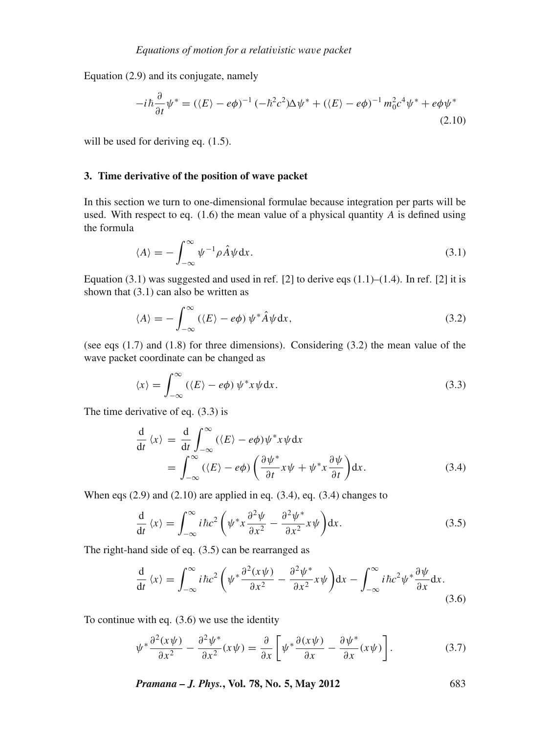Equation (2.9) and its conjugate, namely

$$-i\hbar\frac{\partial}{\partial t}\psi^* = (\langle E\rangle - e\phi)^{-1}(-\hbar^2c^2)\Delta\psi^* + (\langle E\rangle - e\phi)^{-1} m_0^2c^4\psi^* + e\phi\psi^* \tag{2.10}$$

will be used for deriving eq. (1.5).

### 3. Time derivative of the position of wave packet

In this section we turn to one-dimensional formulae because integration per parts will be used. With respect to eq. (1.6) the mean value of a physical quantity $A$ is defined using the formula

$$\langle A\rangle = -\int_{-\infty}^{\infty} \psi^{-1}\rho\hat{A}\psi\,\mathrm{d}x. \tag{3.1}$$

Equation (3.1) was suggested and used in ref. [2] to derive eqs (1.1)–(1.4). In ref. [2] it is shown that (3.1) can also be written as

$$\langle A\rangle = -\int_{-\infty}^{\infty} (\langle E\rangle - e\phi)\,\psi^*\hat{A}\psi\,\mathrm{d}x, \tag{3.2}$$

(see eqs (1.7) and (1.8) for three dimensions). Considering (3.2) the mean value of the wave packet coordinate can be changed as

$$\langle x\rangle = \int_{-\infty}^{\infty} (\langle E\rangle - e\phi)\,\psi^* x\psi\,\mathrm{d}x. \tag{3.3}$$

The time derivative of eq. (3.3) is

$$\begin{aligned}\frac{\mathrm{d}}{\mathrm{d}t}\langle x\rangle &= \frac{\mathrm{d}}{\mathrm{d}t}\int_{-\infty}^{\infty} (\langle E\rangle - e\phi)\psi^* x\psi\,\mathrm{d}x \\ &= \int_{-\infty}^{\infty} (\langle E\rangle - e\phi)\left(\frac{\partial\psi^*}{\partial t}x\psi + \psi^* x\frac{\partial\psi}{\partial t}\right)\mathrm{d}x.\end{aligned} \tag{3.4}$$

When eqs (2.9) and (2.10) are applied in eq. (3.4), eq. (3.4) changes to

$$\frac{\mathrm{d}}{\mathrm{d}t}\langle x\rangle = \int_{-\infty}^{\infty} i\hbar c^2\left(\psi^* x\frac{\partial^2\psi}{\partial x^2} - \frac{\partial^2\psi^*}{\partial x^2}x\psi\right)\mathrm{d}x. \tag{3.5}$$

The right-hand side of eq. (3.5) can be rearranged as

$$\frac{\mathrm{d}}{\mathrm{d}t}\langle x\rangle = \int_{-\infty}^{\infty} i\hbar c^2\left(\psi^*\frac{\partial^2(x\psi)}{\partial x^2} - \frac{\partial^2\psi^*}{\partial x^2}x\psi\right)\mathrm{d}x - \int_{-\infty}^{\infty} i\hbar c^2\psi^*\frac{\partial\psi}{\partial x}\mathrm{d}x. \tag{3.6}$$

To continue with eq. (3.6) we use the identity

$$\psi^*\frac{\partial^2(x\psi)}{\partial x^2} - \frac{\partial^2\psi^*}{\partial x^2}(x\psi) = \frac{\partial}{\partial x}\left[\psi^*\frac{\partial(x\psi)}{\partial x} - \frac{\partial\psi^*}{\partial x}(x\psi)\right]. \tag{3.7}$$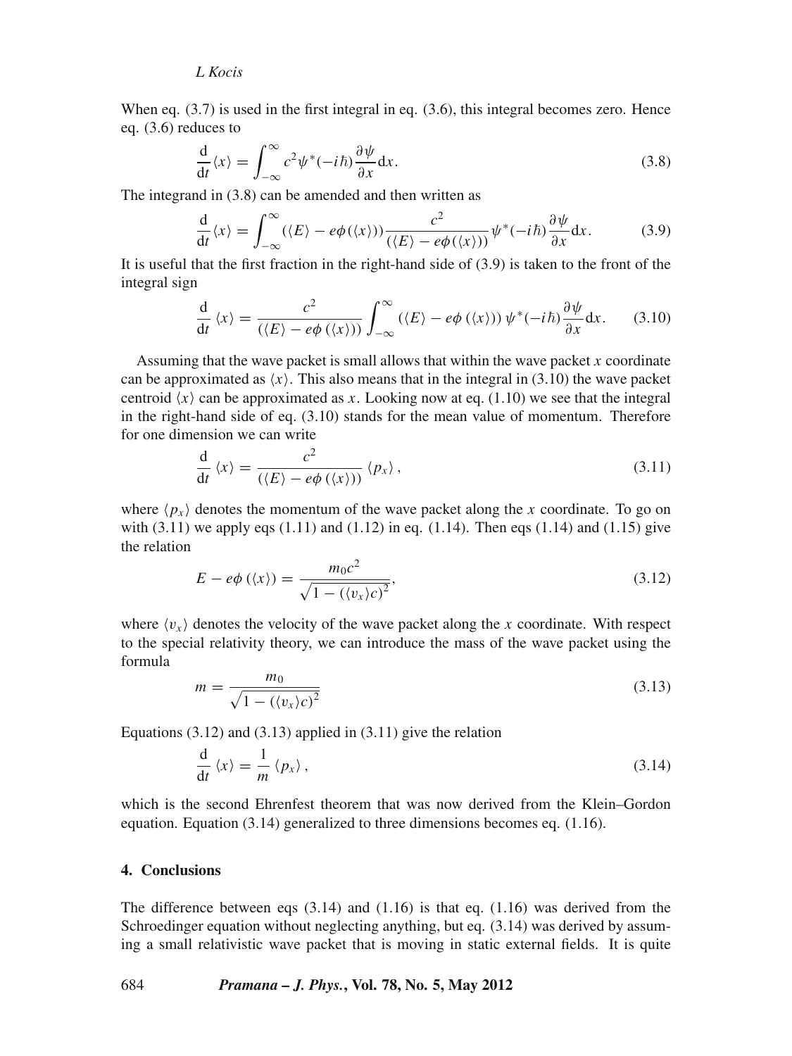When eq. (3.7) is used in the first integral in eq. (3.6), this integral becomes zero. Hence eq. (3.6) reduces to

$$\frac{\mathrm{d}}{\mathrm{d}t}\langle x\rangle = \int_{-\infty}^{\infty} c^2\psi^*(-i\hbar)\frac{\partial\psi}{\partial x}\mathrm{d}x. \tag{3.8}$$

The integrand in (3.8) can be amended and then written as

$$\frac{\mathrm{d}}{\mathrm{d}t}\langle x\rangle = \int_{-\infty}^{\infty} (\langle E\rangle - e\phi(\langle x\rangle))\frac{c^2}{(\langle E\rangle - e\phi(\langle x\rangle))}\psi^*(-i\hbar)\frac{\partial\psi}{\partial x}\mathrm{d}x. \tag{3.9}$$

It is useful that the first fraction in the right-hand side of (3.9) is taken to the front of the integral sign

$$\frac{\mathrm{d}}{\mathrm{d}t}\langle x\rangle = \frac{c^2}{(\langle E\rangle - e\phi(\langle x\rangle))}\int_{-\infty}^{\infty} (\langle E\rangle - e\phi(\langle x\rangle))\,\psi^*(-i\hbar)\frac{\partial\psi}{\partial x}\mathrm{d}x. \tag{3.10}$$

Assuming that the wave packet is small allows that within the wave packet $x$ coordinate can be approximated as $\langle x\rangle$. This also means that in the integral in (3.10) the wave packet centroid $\langle x\rangle$ can be approximated as $x$. Looking now at eq. (1.10) we see that the integral in the right-hand side of eq. (3.10) stands for the mean value of momentum. Therefore for one dimension we can write

$$\frac{\mathrm{d}}{\mathrm{d}t}\langle x\rangle = \frac{c^2}{(\langle E\rangle - e\phi(\langle x\rangle))}\langle p_x\rangle, \tag{3.11}$$

where $\langle p_x\rangle$ denotes the momentum of the wave packet along the $x$ coordinate. To go on with (3.11) we apply eqs (1.11) and (1.12) in eq. (1.14). Then eqs (1.14) and (1.15) give the relation

$$E - e\phi(\langle x\rangle) = \frac{m_0c^2}{\sqrt{1-(\langle v_x\rangle c)^2}}, \tag{3.12}$$

where $\langle v_x\rangle$ denotes the velocity of the wave packet along the $x$ coordinate. With respect to the special relativity theory, we can introduce the mass of the wave packet using the formula

$$m = \frac{m_0}{\sqrt{1-(\langle v_x\rangle c)^2}} \tag{3.13}$$

Equations (3.12) and (3.13) applied in (3.11) give the relation

$$\frac{\mathrm{d}}{\mathrm{d}t}\langle x\rangle = \frac{1}{m}\langle p_x\rangle, \tag{3.14}$$

which is the second Ehrenfest theorem that was now derived from the Klein–Gordon equation. Equation (3.14) generalized to three dimensions becomes eq. (1.16).

## 4. Conclusions

The difference between eqs (3.14) and (1.16) is that eq. (1.16) was derived from the Schroedinger equation without neglecting anything, but eq. (3.14) was derived by assuming a small relativistic wave packet that is moving in static external fields. It is quite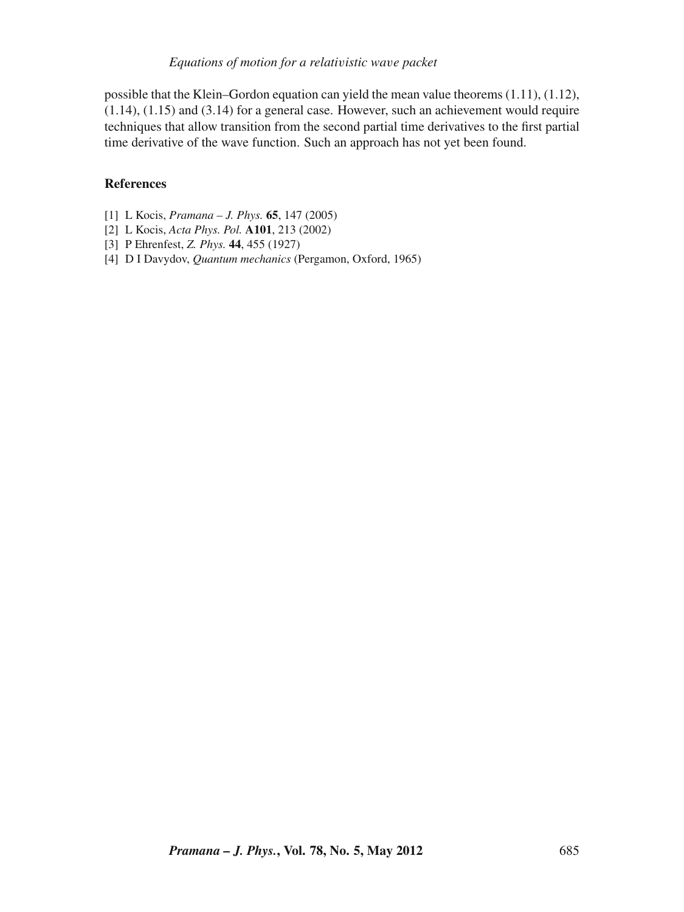possible that the Klein–Gordon equation can yield the mean value theorems (1.11), (1.12), (1.14), (1.15) and (3.14) for a general case. However, such an achievement would require techniques that allow transition from the second partial time derivatives to the first partial time derivative of the wave function. Such an approach has not yet been found.

## References

[1] L Kocis, *Pramana – J. Phys.* **65**, 147 (2005)
[2] L Kocis, *Acta Phys. Pol.* **A101**, 213 (2002)
[3] P Ehrenfest, *Z. Phys.* **44**, 455 (1927)
[4] D I Davydov, *Quantum mechanics* (Pergamon, Oxford, 1965)